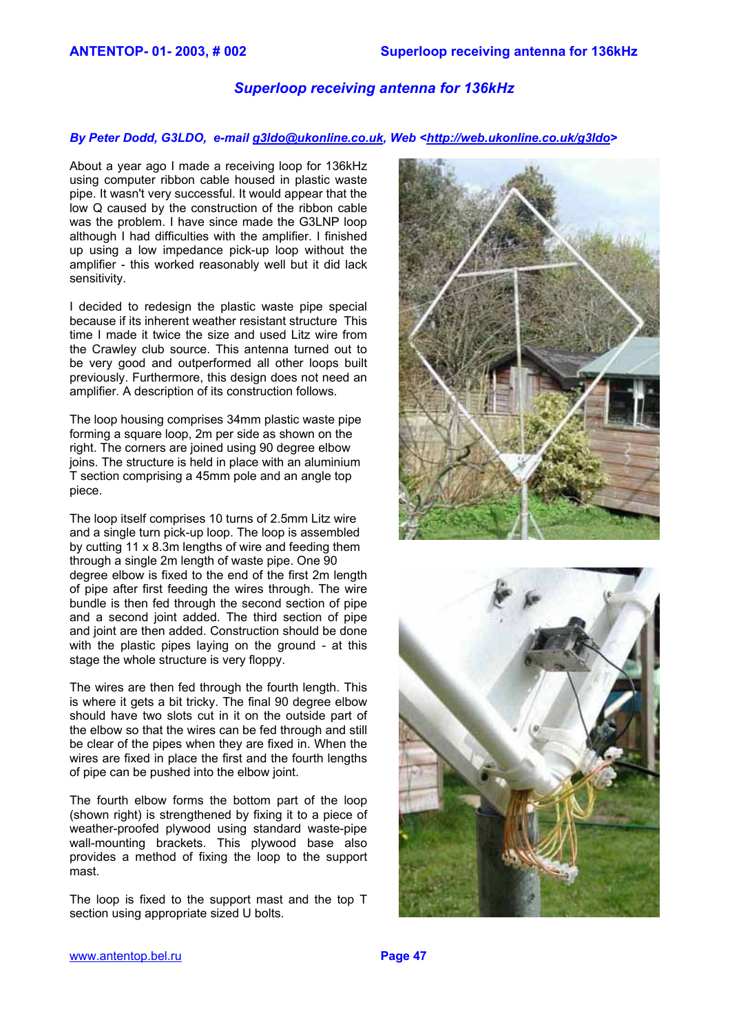# *Superloop receiving antenna for 136kHz*

***By Peter Dodd, G3LDO, e-mail [g3ldo@ukonline.co.uk](mailto:g3ldo@ukonline.co.uk), Web <[http://web.ukonline.co.uk/g3ldo](http://web.ukonline.co.uk/g3ldo)>***

About a year ago I made a receiving loop for 136kHz using computer ribbon cable housed in plastic waste pipe. It wasn't very successful. It would appear that the low Q caused by the construction of the ribbon cable was the problem. I have since made the G3LNP loop although I had difficulties with the amplifier. I finished up using a low impedance pick-up loop without the amplifier - this worked reasonably well but it did lack sensitivity.

I decided to redesign the plastic waste pipe special because if its inherent weather resistant structure This time I made it twice the size and used Litz wire from the Crawley club source. This antenna turned out to be very good and outperformed all other loops built previously. Furthermore, this design does not need an amplifier. A description of its construction follows.

The loop housing comprises 34mm plastic waste pipe forming a square loop, 2m per side as shown on the right. The corners are joined using 90 degree elbow joins. The structure is held in place with an aluminium T section comprising a 45mm pole and an angle top piece.

The loop itself comprises 10 turns of 2.5mm Litz wire and a single turn pick-up loop. The loop is assembled by cutting 11 x 8.3m lengths of wire and feeding them through a single 2m length of waste pipe. One 90 degree elbow is fixed to the end of the first 2m length of pipe after first feeding the wires through. The wire bundle is then fed through the second section of pipe and a second joint added. The third section of pipe and joint are then added. Construction should be done with the plastic pipes laying on the ground - at this stage the whole structure is very floppy.

The wires are then fed through the fourth length. This is where it gets a bit tricky. The final 90 degree elbow should have two slots cut in it on the outside part of the elbow so that the wires can be fed through and still be clear of the pipes when they are fixed in. When the wires are fixed in place the first and the fourth lengths of pipe can be pushed into the elbow joint.

The fourth elbow forms the bottom part of the loop (shown right) is strengthened by fixing it to a piece of weather-proofed plywood using standard waste-pipe wall-mounting brackets. This plywood base also provides a method of fixing the loop to the support mast.

The loop is fixed to the support mast and the top T section using appropriate sized U bolts.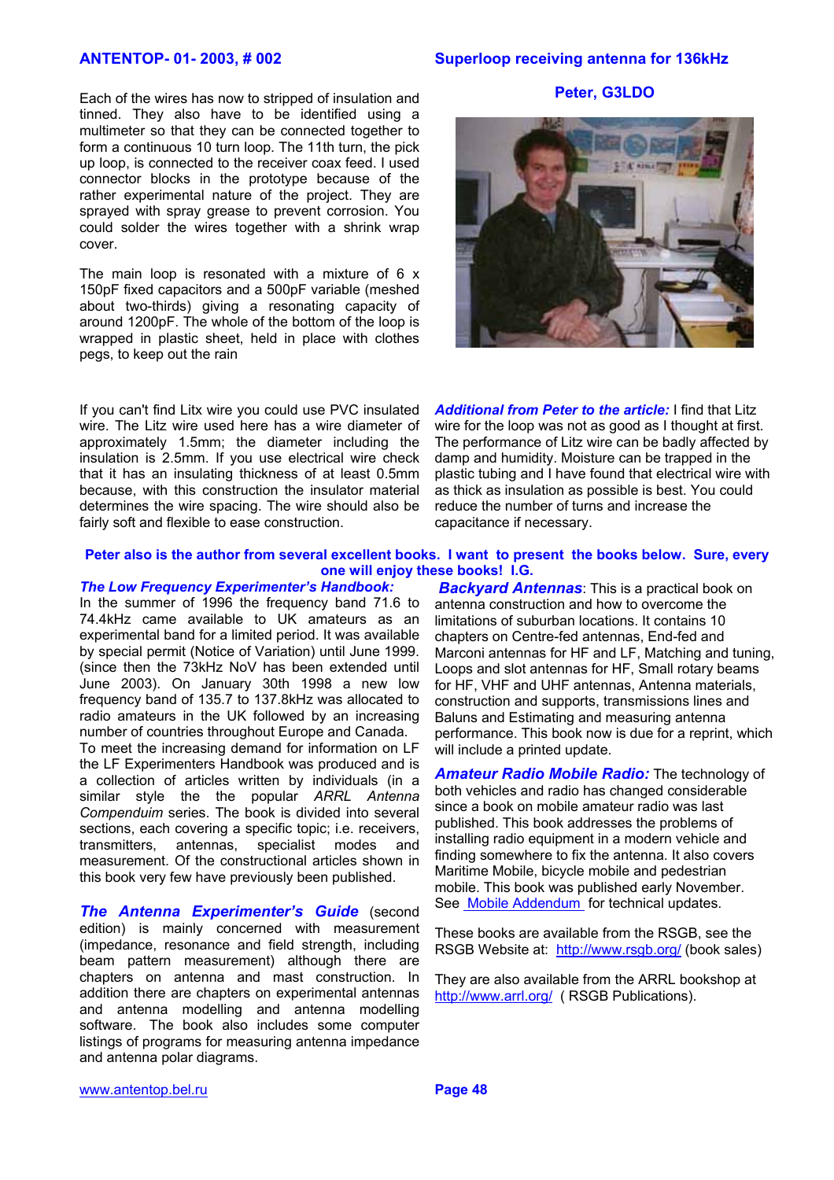Each of the wires has now to stripped of insulation and tinned. They also have to be identified using a multimeter so that they can be connected together to form a continuous 10 turn loop. The 11th turn, the pick up loop, is connected to the receiver coax feed. I used connector blocks in the prototype because of the rather experimental nature of the project. They are sprayed with spray grease to prevent corrosion. You could solder the wires together with a shrink wrap cover.

The main loop is resonated with a mixture of 6 x 150pF fixed capacitors and a 500pF variable (meshed about two-thirds) giving a resonating capacity of around 1200pF. The whole of the bottom of the loop is wrapped in plastic sheet, held in place with clothes pegs, to keep out the rain

**Peter, G3LDO**

If you can't find Litx wire you could use PVC insulated wire. The Litz wire used here has a wire diameter of approximately 1.5mm; the diameter including the insulation is 2.5mm. If you use electrical wire check that it has an insulating thickness of at least 0.5mm because, with this construction the insulator material determines the wire spacing. The wire should also be fairly soft and flexible to ease construction.

***Additional from Peter to the article:*** I find that Litz wire for the loop was not as good as I thought at first. The performance of Litz wire can be badly affected by damp and humidity. Moisture can be trapped in the plastic tubing and I have found that electrical wire with as thick as insulation as possible is best. You could reduce the number of turns and increase the capacitance if necessary.

**Peter also is the author from several excellent books. I want to present the books below. Sure, every one will enjoy these books! I.G.**

***The Low Frequency Experimenter's Handbook:*** In the summer of 1996 the frequency band 71.6 to 74.4kHz came available to UK amateurs as an experimental band for a limited period. It was available by special permit (Notice of Variation) until June 1999. (since then the 73kHz NoV has been extended until June 2003). On January 30th 1998 a new low frequency band of 135.7 to 137.8kHz was allocated to radio amateurs in the UK followed by an increasing number of countries throughout Europe and Canada. To meet the increasing demand for information on LF the LF Experimenters Handbook was produced and is a collection of articles written by individuals (in a similar style the the popular *ARRL Antenna Compenduim* series. The book is divided into several sections, each covering a specific topic; i.e. receivers, transmitters, antennas, specialist modes and measurement. Of the constructional articles shown in this book very few have previously been published.

***The Antenna Experimenter's Guide*** (second edition) is mainly concerned with measurement (impedance, resonance and field strength, including beam pattern measurement) although there are chapters on antenna and mast construction. In addition there are chapters on experimental antennas and antenna modelling and antenna modelling software. The book also includes some computer listings of programs for measuring antenna impedance and antenna polar diagrams.

***Backyard Antennas***: This is a practical book on antenna construction and how to overcome the limitations of suburban locations. It contains 10 chapters on Centre-fed antennas, End-fed and Marconi antennas for HF and LF, Matching and tuning, Loops and slot antennas for HF, Small rotary beams for HF, VHF and UHF antennas, Antenna materials, construction and supports, transmissions lines and Baluns and Estimating and measuring antenna performance. This book now is due for a reprint, which will include a printed update.

***Amateur Radio Mobile Radio:*** The technology of both vehicles and radio has changed considerable since a book on mobile amateur radio was last published. This book addresses the problems of installing radio equipment in a modern vehicle and finding somewhere to fix the antenna. It also covers Maritime Mobile, bicycle mobile and pedestrian mobile. This book was published early November. See Mobile Addendum for technical updates.

These books are available from the RSGB, see the RSGB Website at: http://www.rsgb.org/ (book sales)

They are also available from the ARRL bookshop at http://www.arrl.org/ ( RSGB Publications).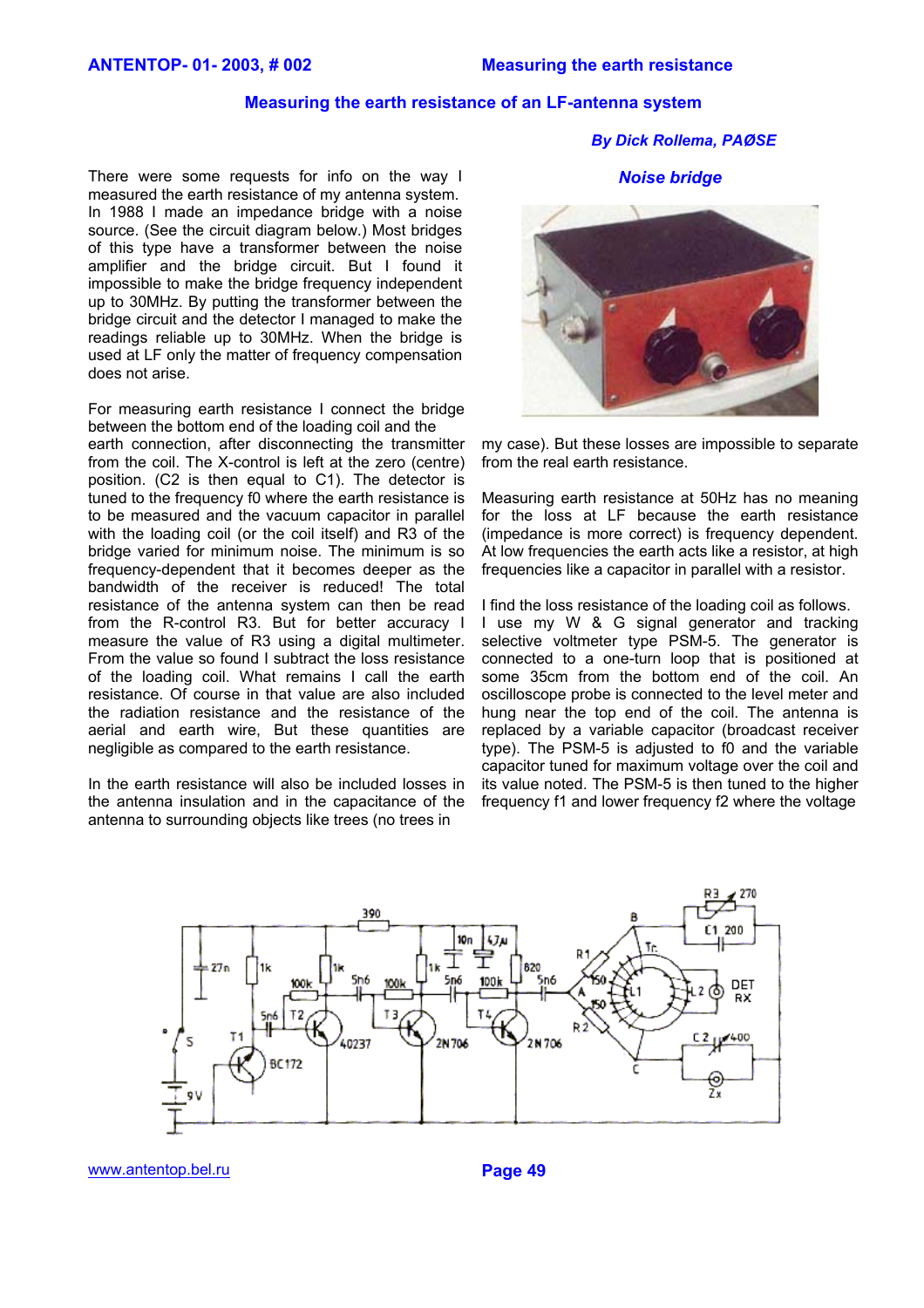# Measuring the earth resistance of an LF-antenna system

***By Dick Rollema, PAØSE***

There were some requests for info on the way I measured the earth resistance of my antenna system. In 1988 I made an impedance bridge with a noise source. (See the circuit diagram below.) Most bridges of this type have a transformer between the noise amplifier and the bridge circuit. But I found it impossible to make the bridge frequency independent up to 30MHz. By putting the transformer between the bridge circuit and the detector I managed to make the readings reliable up to 30MHz. When the bridge is used at LF only the matter of frequency compensation does not arise.

For measuring earth resistance I connect the bridge between the bottom end of the loading coil and the earth connection, after disconnecting the transmitter from the coil. The X-control is left at the zero (centre) position. (C2 is then equal to C1). The detector is tuned to the frequency f0 where the earth resistance is to be measured and the vacuum capacitor in parallel with the loading coil (or the coil itself) and R3 of the bridge varied for minimum noise. The minimum is so frequency-dependent that it becomes deeper as the bandwidth of the receiver is reduced! The total resistance of the antenna system can then be read from the R-control R3. But for better accuracy I measure the value of R3 using a digital multimeter. From the value so found I subtract the loss resistance of the loading coil. What remains I call the earth resistance. Of course in that value are also included the radiation resistance and the resistance of the aerial and earth wire, But these quantities are negligible as compared to the earth resistance.

In the earth resistance will also be included losses in the antenna insulation and in the capacitance of the antenna to surrounding objects like trees (no trees in my case). But these losses are impossible to separate from the real earth resistance.

Measuring earth resistance at 50Hz has no meaning for the loss at LF because the earth resistance (impedance is more correct) is frequency dependent. At low frequencies the earth acts like a resistor, at high frequencies like a capacitor in parallel with a resistor.

I find the loss resistance of the loading coil as follows. I use my W & G signal generator and tracking selective voltmeter type PSM-5. The generator is connected to a one-turn loop that is positioned at some 35cm from the bottom end of the coil. An oscilloscope probe is connected to the level meter and hung near the top end of the coil. The antenna is replaced by a variable capacitor (broadcast receiver type). The PSM-5 is adjusted to f0 and the variable capacitor tuned for maximum voltage over the coil and its value noted. The PSM-5 is then tuned to the higher frequency f1 and lower frequency f2 where the voltage

## Noise bridge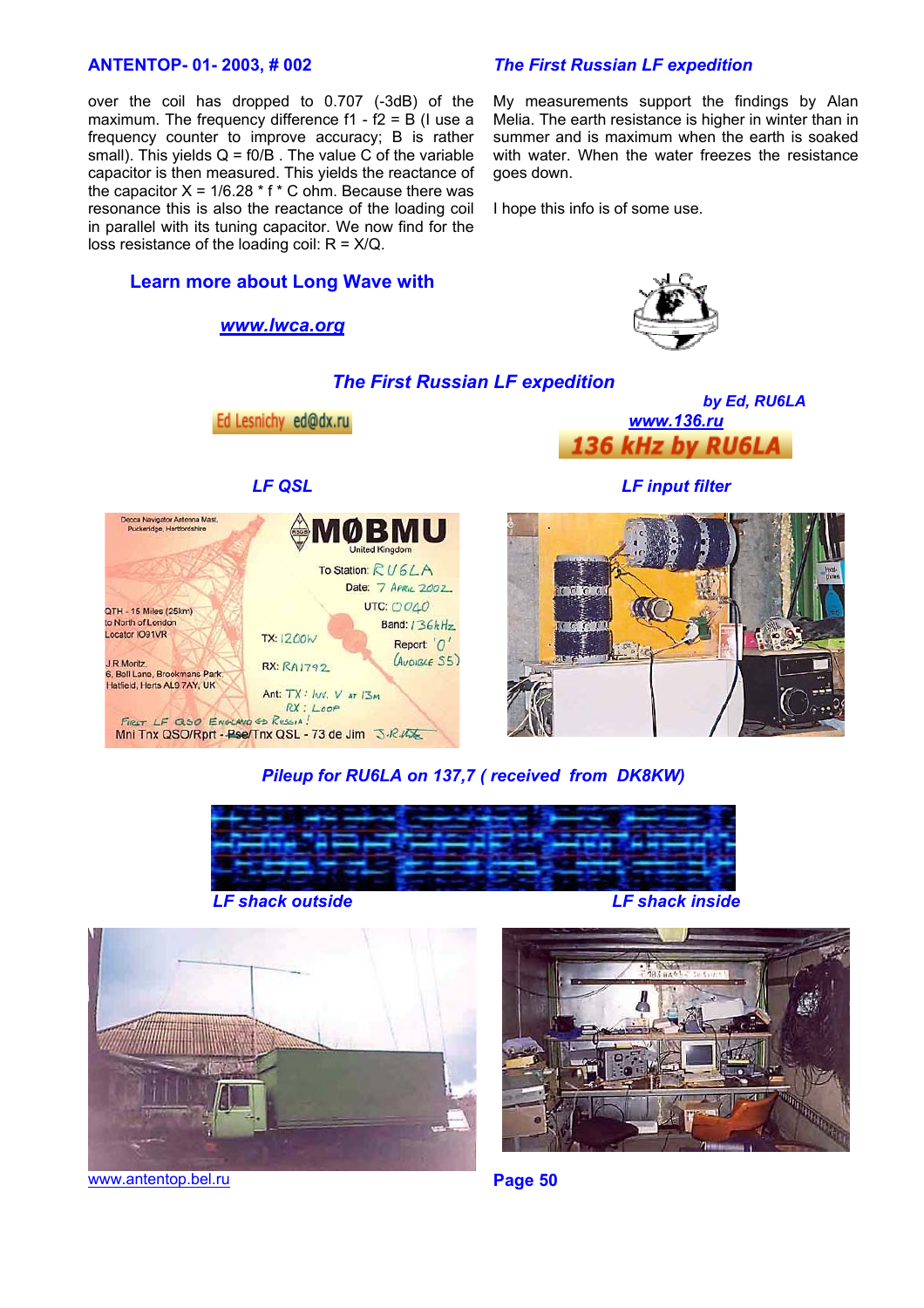over the coil has dropped to 0.707 (-3dB) of the maximum. The frequency difference f1 - f2 = B (I use a frequency counter to improve accuracy; B is rather small). This yields Q = f0/B . The value C of the variable capacitor is then measured. This yields the reactance of the capacitor X = 1/6.28 * f * C ohm. Because there was resonance this is also the reactance of the loading coil in parallel with its tuning capacitor. We now find for the loss resistance of the loading coil: R = X/Q.

My measurements support the findings by Alan Melia. The earth resistance is higher in winter than in summer and is maximum when the earth is soaked with water. When the water freezes the resistance goes down.

I hope this info is of some use.

**Learn more about Long Wave with**

**www.lwca.org**

## *The First Russian LF expedition*

***by Ed, RU6LA***

**www.136.ru**

Ed Lesnichy ed@dx.ru

136 kHz by RU6LA

***LF QSL***

***LF input filter***

***Pileup for RU6LA on 137,7 ( received from DK8KW)***

***LF shack outside***

***LF shack inside***